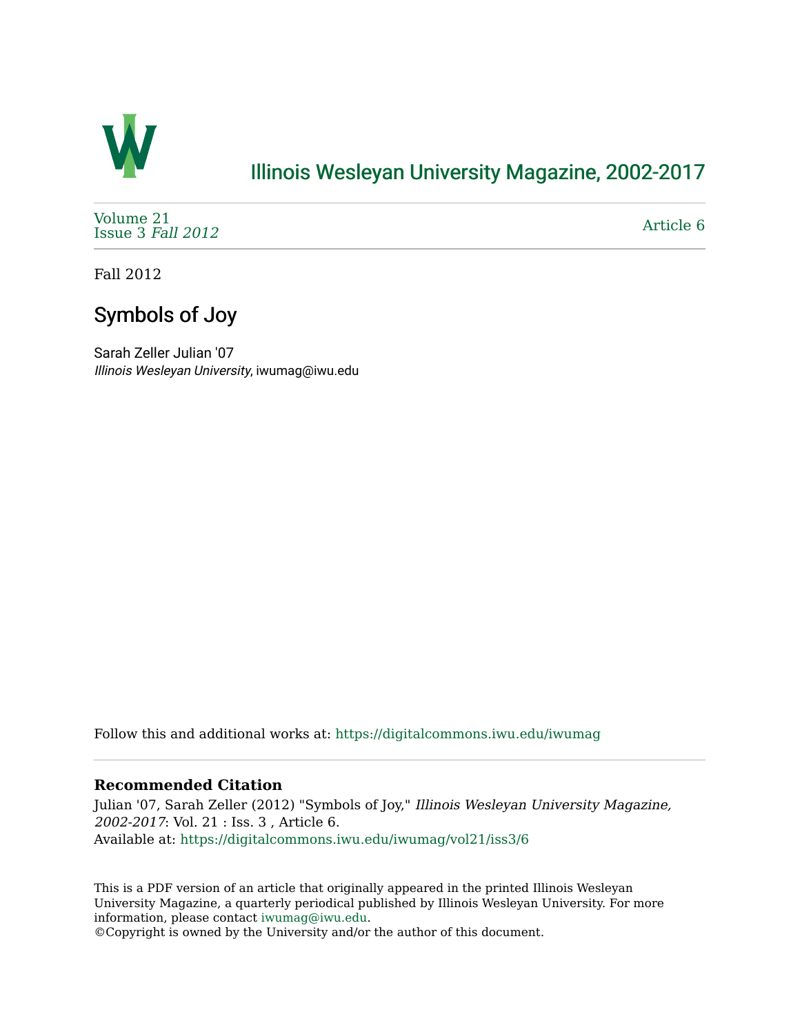# Illinois Wesleyan University Magazine, 2002-2017

Volume 21
Issue 3 *Fall 2012*

Article 6

Fall 2012

## Symbols of Joy

Sarah Zeller Julian '07
*Illinois Wesleyan University*, iwumag@iwu.edu

Follow this and additional works at: https://digitalcommons.iwu.edu/iwumag

### Recommended Citation

Julian '07, Sarah Zeller (2012) "Symbols of Joy," *Illinois Wesleyan University Magazine, 2002-2017*: Vol. 21 : Iss. 3 , Article 6.
Available at: https://digitalcommons.iwu.edu/iwumag/vol21/iss3/6

This is a PDF version of an article that originally appeared in the printed Illinois Wesleyan University Magazine, a quarterly periodical published by Illinois Wesleyan University. For more information, please contact iwumag@iwu.edu.
©Copyright is owned by the University and/or the author of this document.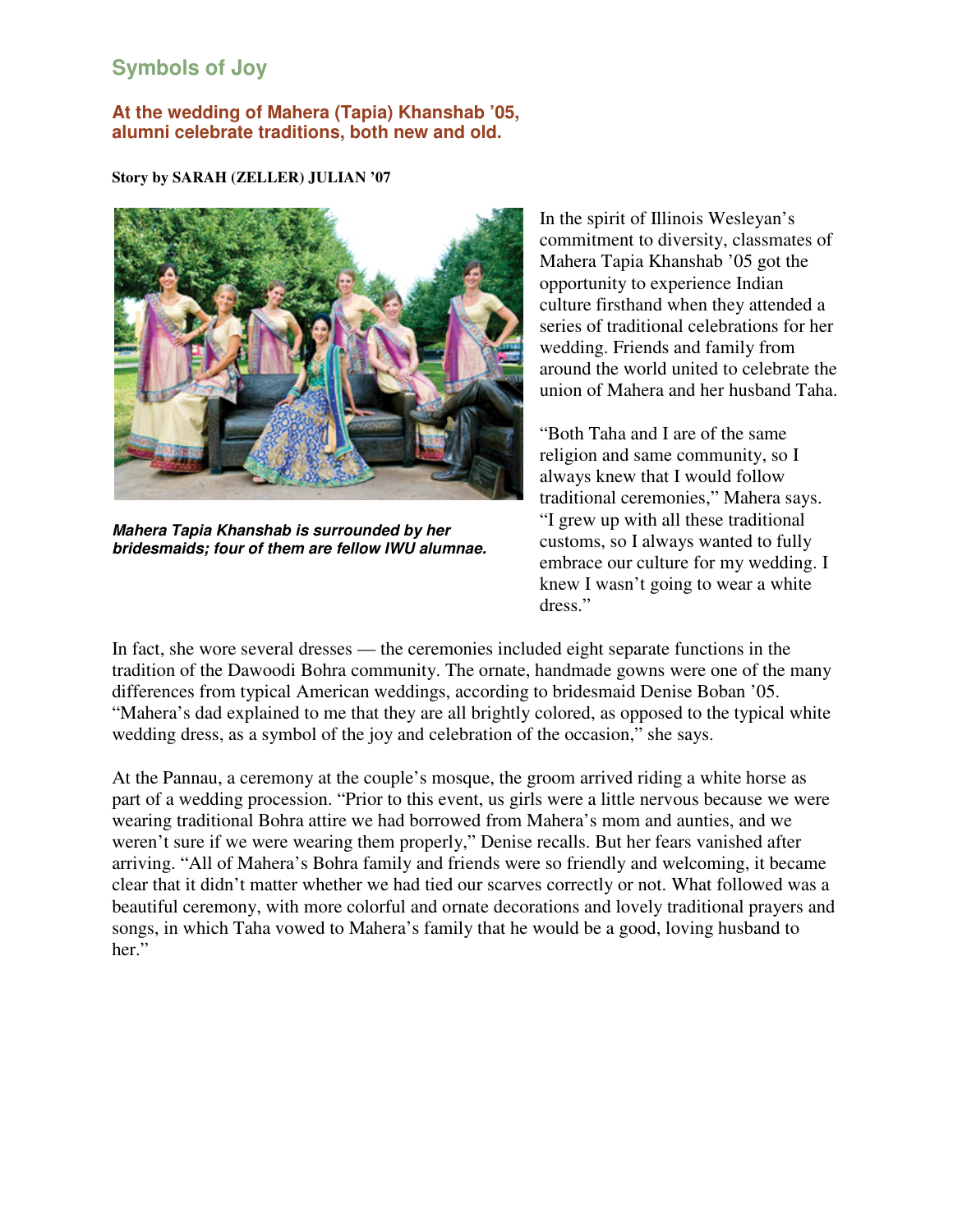## Symbols of Joy

### At the wedding of Mahera (Tapia) Khanshab ’05, alumni celebrate traditions, both new and old.

**Story by SARAH (ZELLER) JULIAN ’07**

***Mahera Tapia Khanshab is surrounded by her bridesmaids; four of them are fellow IWU alumnae.***

In the spirit of Illinois Wesleyan’s commitment to diversity, classmates of Mahera Tapia Khanshab ’05 got the opportunity to experience Indian culture firsthand when they attended a series of traditional celebrations for her wedding. Friends and family from around the world united to celebrate the union of Mahera and her husband Taha.

“Both Taha and I are of the same religion and same community, so I always knew that I would follow traditional ceremonies,” Mahera says. “I grew up with all these traditional customs, so I always wanted to fully embrace our culture for my wedding. I knew I wasn’t going to wear a white dress.”

In fact, she wore several dresses — the ceremonies included eight separate functions in the tradition of the Dawoodi Bohra community. The ornate, handmade gowns were one of the many differences from typical American weddings, according to bridesmaid Denise Boban ’05. “Mahera’s dad explained to me that they are all brightly colored, as opposed to the typical white wedding dress, as a symbol of the joy and celebration of the occasion,” she says.

At the Pannau, a ceremony at the couple’s mosque, the groom arrived riding a white horse as part of a wedding procession. “Prior to this event, us girls were a little nervous because we were wearing traditional Bohra attire we had borrowed from Mahera’s mom and aunties, and we weren’t sure if we were wearing them properly,” Denise recalls. But her fears vanished after arriving. “All of Mahera’s Bohra family and friends were so friendly and welcoming, it became clear that it didn’t matter whether we had tied our scarves correctly or not. What followed was a beautiful ceremony, with more colorful and ornate decorations and lovely traditional prayers and songs, in which Taha vowed to Mahera’s family that he would be a good, loving husband to her.”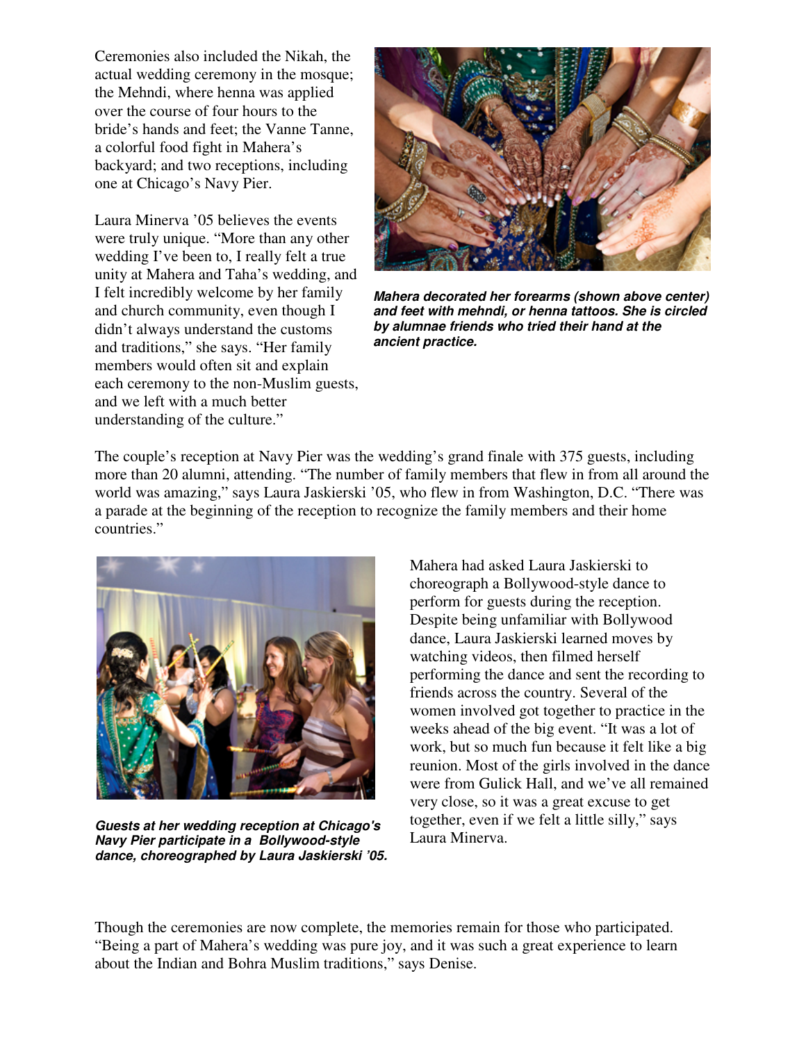Ceremonies also included the Nikah, the actual wedding ceremony in the mosque; the Mehndi, where henna was applied over the course of four hours to the bride's hands and feet; the Vanne Tanne, a colorful food fight in Mahera's backyard; and two receptions, including one at Chicago's Navy Pier.

***Mahera decorated her forearms (shown above center) and feet with mehndi, or henna tattoos. She is circled by alumnae friends who tried their hand at the ancient practice.***

Laura Minerva '05 believes the events were truly unique. "More than any other wedding I've been to, I really felt a true unity at Mahera and Taha's wedding, and I felt incredibly welcome by her family and church community, even though I didn't always understand the customs and traditions," she says. "Her family members would often sit and explain each ceremony to the non-Muslim guests, and we left with a much better understanding of the culture."

The couple's reception at Navy Pier was the wedding's grand finale with 375 guests, including more than 20 alumni, attending. "The number of family members that flew in from all around the world was amazing," says Laura Jaskierski '05, who flew in from Washington, D.C. "There was a parade at the beginning of the reception to recognize the family members and their home countries."

***Guests at her wedding reception at Chicago's Navy Pier participate in a Bollywood-style dance, choreographed by Laura Jaskierski '05.***

Mahera had asked Laura Jaskierski to choreograph a Bollywood-style dance to perform for guests during the reception. Despite being unfamiliar with Bollywood dance, Laura Jaskierski learned moves by watching videos, then filmed herself performing the dance and sent the recording to friends across the country. Several of the women involved got together to practice in the weeks ahead of the big event. "It was a lot of work, but so much fun because it felt like a big reunion. Most of the girls involved in the dance were from Gulick Hall, and we've all remained very close, so it was a great excuse to get together, even if we felt a little silly," says Laura Minerva.

Though the ceremonies are now complete, the memories remain for those who participated. "Being a part of Mahera's wedding was pure joy, and it was such a great experience to learn about the Indian and Bohra Muslim traditions," says Denise.